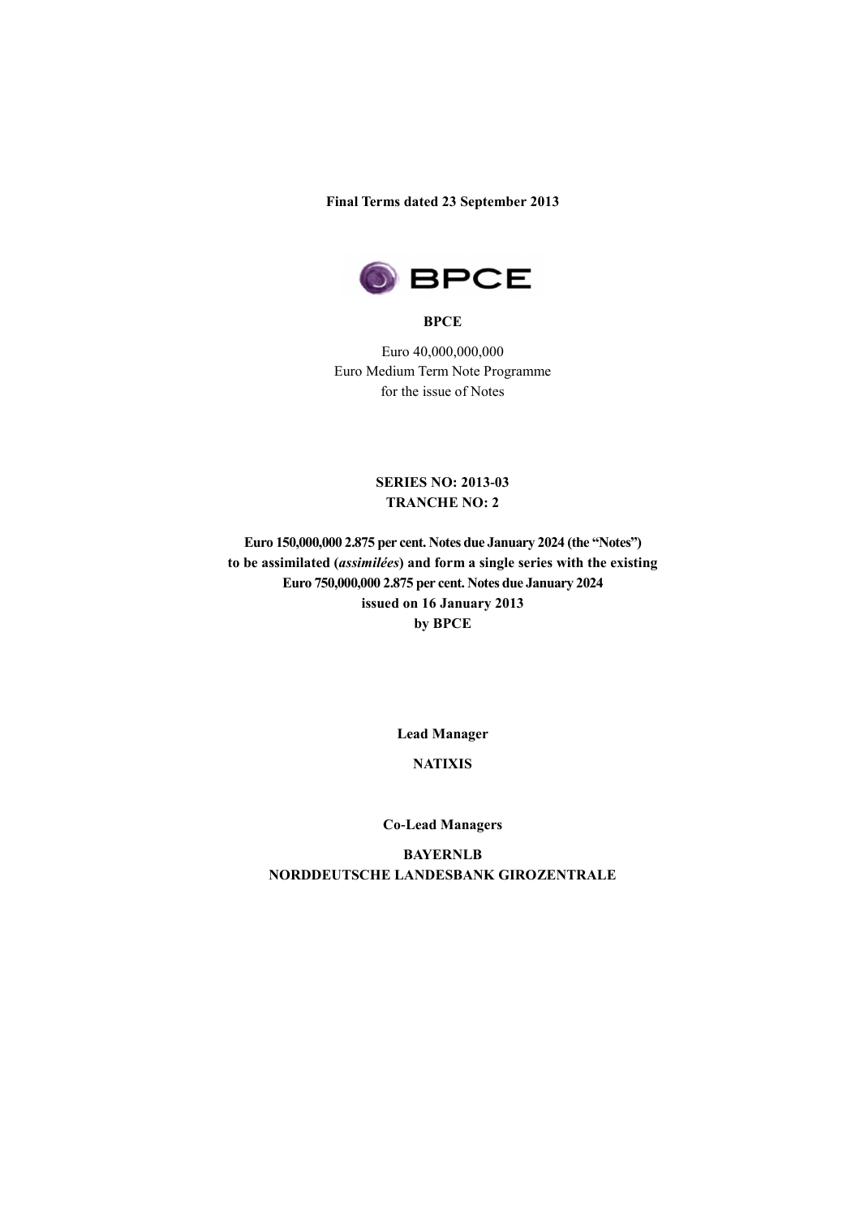**Final Terms dated 23 September 2013**

**BPCE**

Euro 40,000,000,000
Euro Medium Term Note Programme
for the issue of Notes

**SERIES NO: 2013-03**
**TRANCHE NO: 2**

**Euro 150,000,000 2.875 per cent. Notes due January 2024 (the "Notes")**
**to be assimilated (*assimilées*) and form a single series with the existing**
**Euro 750,000,000 2.875 per cent. Notes due January 2024**
**issued on 16 January 2013**
**by BPCE**

**Lead Manager**

**NATIXIS**

**Co-Lead Managers**

**BAYERNLB**
**NORDDEUTSCHE LANDESBANK GIROZENTRALE**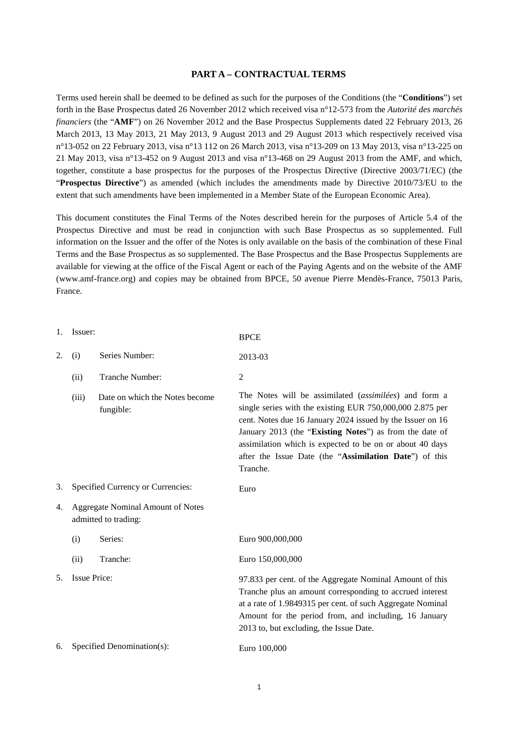## PART A – CONTRACTUAL TERMS

Terms used herein shall be deemed to be defined as such for the purposes of the Conditions (the "**Conditions**") set forth in the Base Prospectus dated 26 November 2012 which received visa n°12-573 from the *Autorité des marchés financiers* (the "**AMF**") on 26 November 2012 and the Base Prospectus Supplements dated 22 February 2013, 26 March 2013, 13 May 2013, 21 May 2013, 9 August 2013 and 29 August 2013 which respectively received visa n°13-052 on 22 February 2013, visa n°13 112 on 26 March 2013, visa n°13-209 on 13 May 2013, visa n°13-225 on 21 May 2013, visa n°13-452 on 9 August 2013 and visa n°13-468 on 29 August 2013 from the AMF, and which, together, constitute a base prospectus for the purposes of the Prospectus Directive (Directive 2003/71/EC) (the "**Prospectus Directive**") as amended (which includes the amendments made by Directive 2010/73/EU to the extent that such amendments have been implemented in a Member State of the European Economic Area).

This document constitutes the Final Terms of the Notes described herein for the purposes of Article 5.4 of the Prospectus Directive and must be read in conjunction with such Base Prospectus as so supplemented. Full information on the Issuer and the offer of the Notes is only available on the basis of the combination of these Final Terms and the Base Prospectus as so supplemented. The Base Prospectus and the Base Prospectus Supplements are available for viewing at the office of the Fiscal Agent or each of the Paying Agents and on the website of the AMF (www.amf-france.org) and copies may be obtained from BPCE, 50 avenue Pierre Mendès-France, 75013 Paris, France.

| | | | |
|---|---|---|---|
| 1. | Issuer: | | BPCE |
| 2. | (i) | Series Number: | 2013-03 |
| | (ii) | Tranche Number: | 2 |
| | (iii) | Date on which the Notes become fungible: | The Notes will be assimilated (*assimilées*) and form a single series with the existing EUR 750,000,000 2.875 per cent. Notes due 16 January 2024 issued by the Issuer on 16 January 2013 (the "**Existing Notes**") as from the date of assimilation which is expected to be on or about 40 days after the Issue Date (the "**Assimilation Date**") of this Tranche. |
| 3. | Specified Currency or Currencies: | | Euro |
| 4. | Aggregate Nominal Amount of Notes admitted to trading: | | |
| | (i) | Series: | Euro 900,000,000 |
| | (ii) | Tranche: | Euro 150,000,000 |
| 5. | Issue Price: | | 97.833 per cent. of the Aggregate Nominal Amount of this Tranche plus an amount corresponding to accrued interest at a rate of 1.9849315 per cent. of such Aggregate Nominal Amount for the period from, and including, 16 January 2013 to, but excluding, the Issue Date. |
| 6. | Specified Denomination(s): | | Euro 100,000 |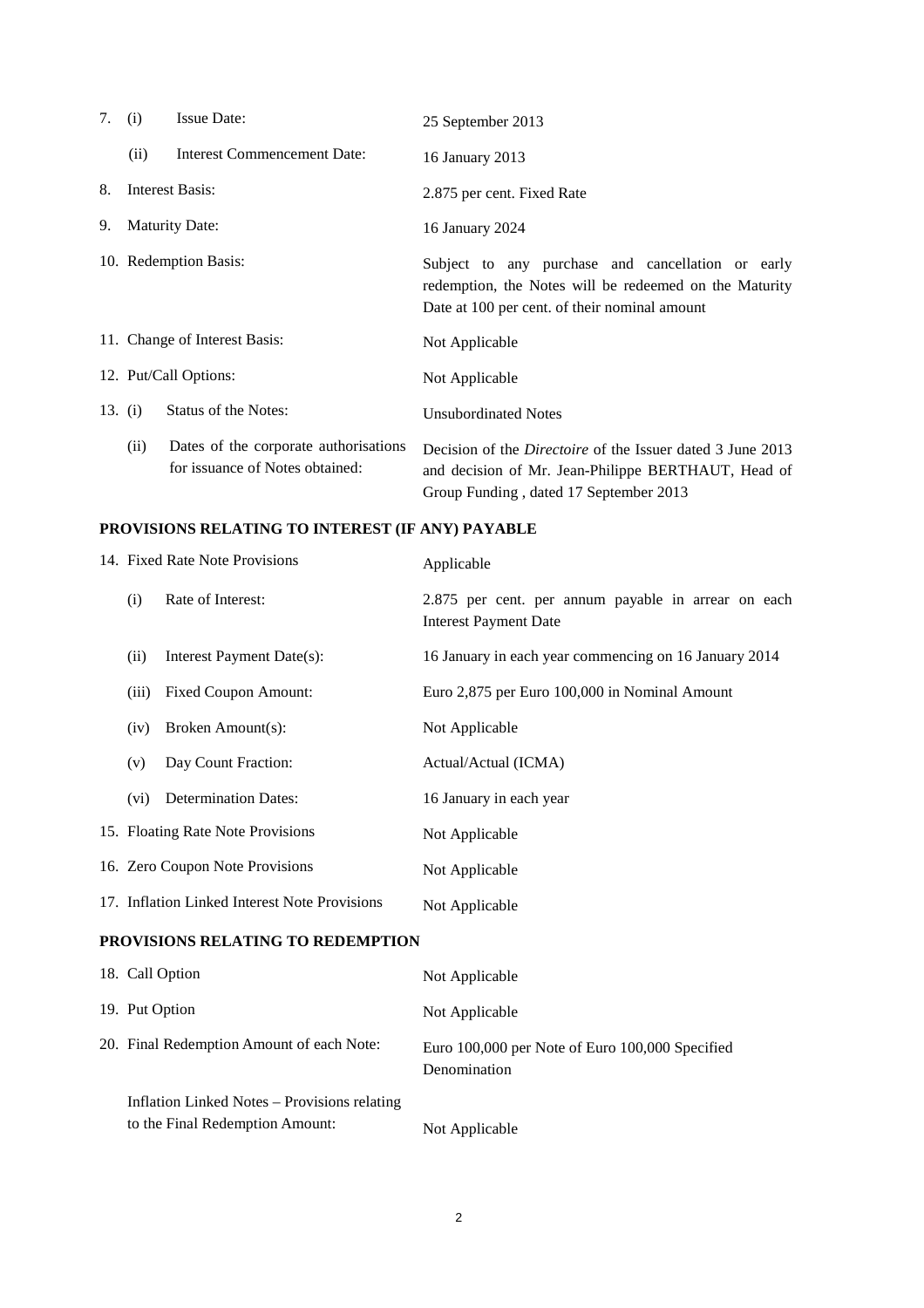| | | |
|---|---|---|
| 7. | (i) Issue Date: | 25 September 2013 |
| | (ii) Interest Commencement Date: | 16 January 2013 |
| 8. | Interest Basis: | 2.875 per cent. Fixed Rate |
| 9. | Maturity Date: | 16 January 2024 |
| 10. | Redemption Basis: | Subject to any purchase and cancellation or early redemption, the Notes will be redeemed on the Maturity Date at 100 per cent. of their nominal amount |
| 11. | Change of Interest Basis: | Not Applicable |
| 12. | Put/Call Options: | Not Applicable |
| 13. | (i) Status of the Notes: | Unsubordinated Notes |
| | (ii) Dates of the corporate authorisations for issuance of Notes obtained: | Decision of the *Directoire* of the Issuer dated 3 June 2013 and decision of Mr. Jean-Philippe BERTHAUT, Head of Group Funding , dated 17 September 2013 |

## PROVISIONS RELATING TO INTEREST (IF ANY) PAYABLE

| | | |
|---|---|---|
| 14. | Fixed Rate Note Provisions | Applicable |
| | (i) Rate of Interest: | 2.875 per cent. per annum payable in arrear on each Interest Payment Date |
| | (ii) Interest Payment Date(s): | 16 January in each year commencing on 16 January 2014 |
| | (iii) Fixed Coupon Amount: | Euro 2,875 per Euro 100,000 in Nominal Amount |
| | (iv) Broken Amount(s): | Not Applicable |
| | (v) Day Count Fraction: | Actual/Actual (ICMA) |
| | (vi) Determination Dates: | 16 January in each year |
| 15. | Floating Rate Note Provisions | Not Applicable |
| 16. | Zero Coupon Note Provisions | Not Applicable |
| 17. | Inflation Linked Interest Note Provisions | Not Applicable |

## PROVISIONS RELATING TO REDEMPTION

| | | |
|---|---|---|
| 18. | Call Option | Not Applicable |
| 19. | Put Option | Not Applicable |
| 20. | Final Redemption Amount of each Note: | Euro 100,000 per Note of Euro 100,000 Specified Denomination |
| | Inflation Linked Notes – Provisions relating to the Final Redemption Amount: | Not Applicable |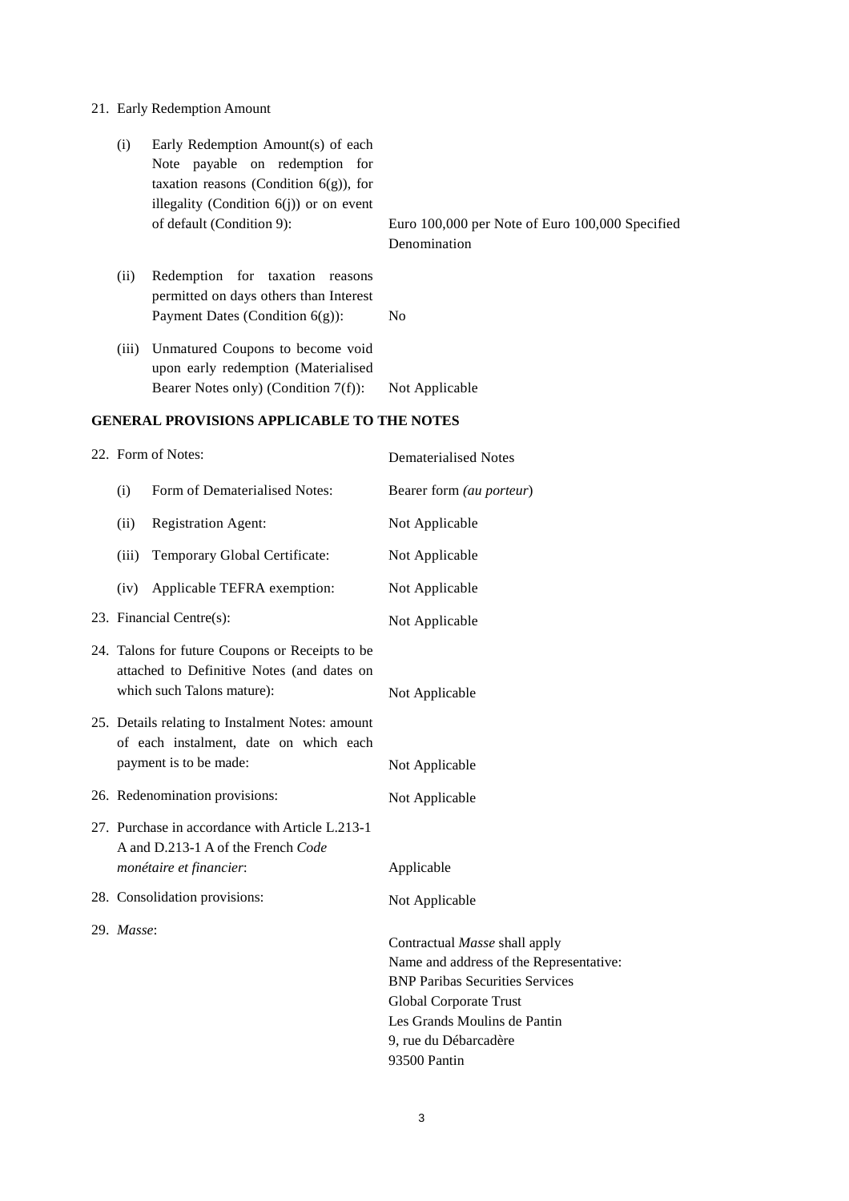21. Early Redemption Amount

| | | |
|---|---|---|
| (i) | Early Redemption Amount(s) of each Note payable on redemption for taxation reasons (Condition 6(g)), for illegality (Condition 6(j)) or on event of default (Condition 9): | Euro 100,000 per Note of Euro 100,000 Specified Denomination |
| (ii) | Redemption for taxation reasons permitted on days others than Interest Payment Dates (Condition 6(g)): | No |
| (iii) | Unmatured Coupons to become void upon early redemption (Materialised Bearer Notes only) (Condition 7(f)): | Not Applicable |

## GENERAL PROVISIONS APPLICABLE TO THE NOTES

| | | |
|---|---|---|
| 22. | Form of Notes: | Dematerialised Notes |
| (i) | Form of Dematerialised Notes: | Bearer form *(au porteur)* |
| (ii) | Registration Agent: | Not Applicable |
| (iii) | Temporary Global Certificate: | Not Applicable |
| (iv) | Applicable TEFRA exemption: | Not Applicable |
| 23. | Financial Centre(s): | Not Applicable |
| 24. | Talons for future Coupons or Receipts to be attached to Definitive Notes (and dates on which such Talons mature): | Not Applicable |
| 25. | Details relating to Instalment Notes: amount of each instalment, date on which each payment is to be made: | Not Applicable |
| 26. | Redenomination provisions: | Not Applicable |
| 27. | Purchase in accordance with Article L.213-1 A and D.213-1 A of the French *Code monétaire et financier*: | Applicable |
| 28. | Consolidation provisions: | Not Applicable |
| 29. | *Masse*: | Contractual *Masse* shall apply<br>Name and address of the Representative:<br>BNP Paribas Securities Services<br>Global Corporate Trust<br>Les Grands Moulins de Pantin<br>9, rue du Débarcadère<br>93500 Pantin |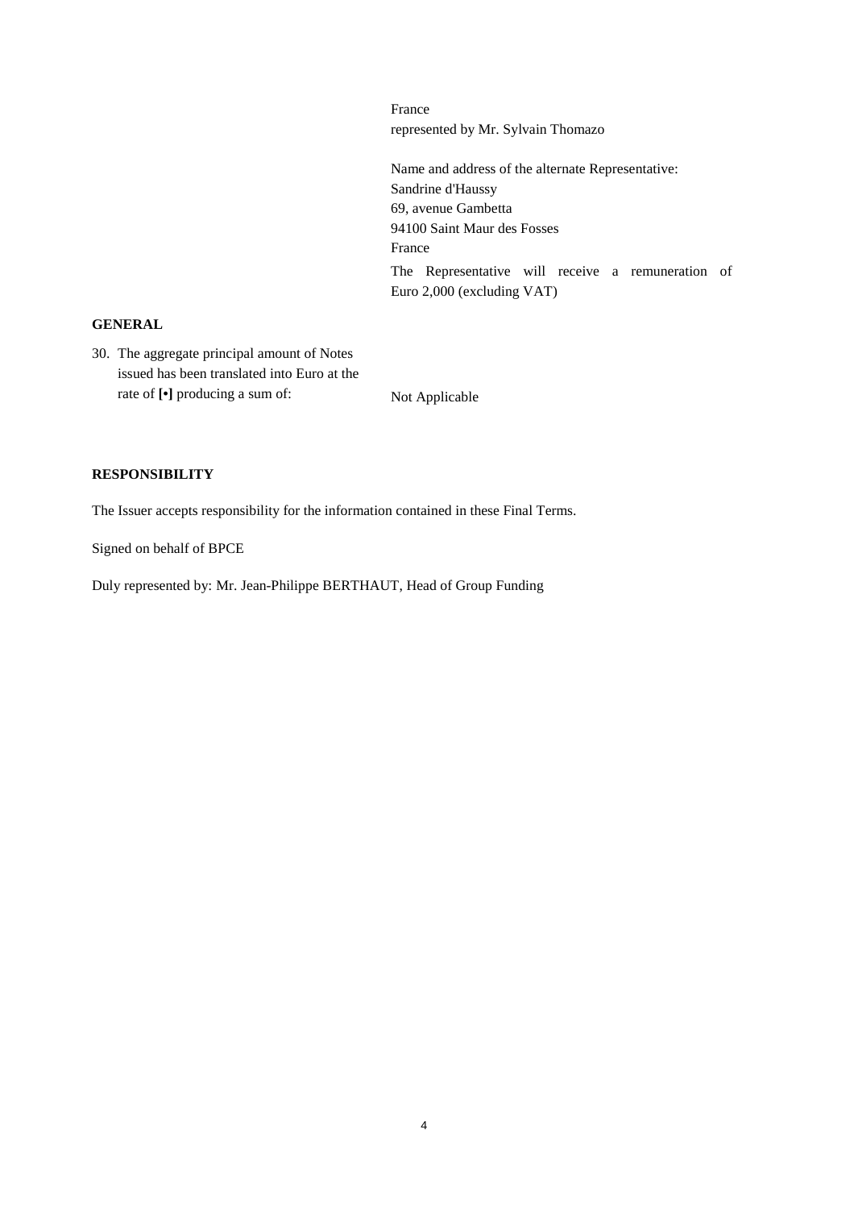France
represented by Mr. Sylvain Thomazo

Name and address of the alternate Representative:
Sandrine d'Haussy
69, avenue Gambetta
94100 Saint Maur des Fosses
France

The Representative will receive a remuneration of Euro 2,000 (excluding VAT)

**GENERAL**

| | |
|---|---|
| 30. The aggregate principal amount of Notes issued has been translated into Euro at the rate of **[•]** producing a sum of: | Not Applicable |

**RESPONSIBILITY**

The Issuer accepts responsibility for the information contained in these Final Terms.

Signed on behalf of BPCE

Duly represented by: Mr. Jean-Philippe BERTHAUT, Head of Group Funding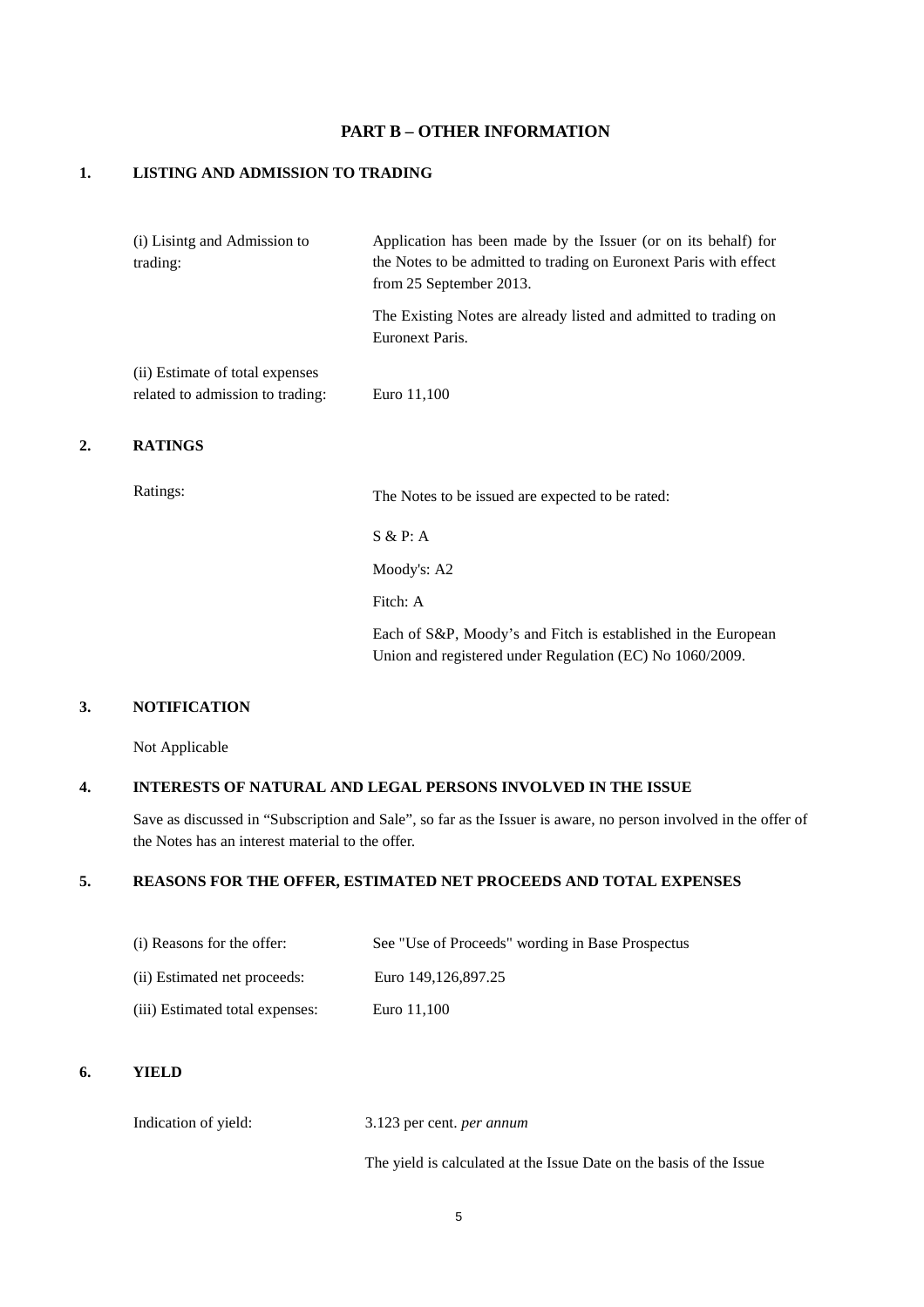## PART B – OTHER INFORMATION

### 1. LISTING AND ADMISSION TO TRADING

| | |
|---|---|
| (i) Lisintg and Admission to trading: | Application has been made by the Issuer (or on its behalf) for the Notes to be admitted to trading on Euronext Paris with effect from 25 September 2013.<br><br>The Existing Notes are already listed and admitted to trading on Euronext Paris. |
| (ii) Estimate of total expenses related to admission to trading: | Euro 11,100 |

### 2. RATINGS

| | |
|---|---|
| Ratings: | The Notes to be issued are expected to be rated:<br><br>S & P: A<br><br>Moody's: A2<br><br>Fitch: A<br><br>Each of S&P, Moody's and Fitch is established in the European Union and registered under Regulation (EC) No 1060/2009. |

### 3. NOTIFICATION

Not Applicable

### 4. INTERESTS OF NATURAL AND LEGAL PERSONS INVOLVED IN THE ISSUE

Save as discussed in "Subscription and Sale", so far as the Issuer is aware, no person involved in the offer of the Notes has an interest material to the offer.

### 5. REASONS FOR THE OFFER, ESTIMATED NET PROCEEDS AND TOTAL EXPENSES

| | |
|---|---|
| (i) Reasons for the offer: | See "Use of Proceeds" wording in Base Prospectus |
| (ii) Estimated net proceeds: | Euro 149,126,897.25 |
| (iii) Estimated total expenses: | Euro 11,100 |

### 6. YIELD

| | |
|---|---|
| Indication of yield: | 3.123 per cent. *per annum*<br><br>The yield is calculated at the Issue Date on the basis of the Issue |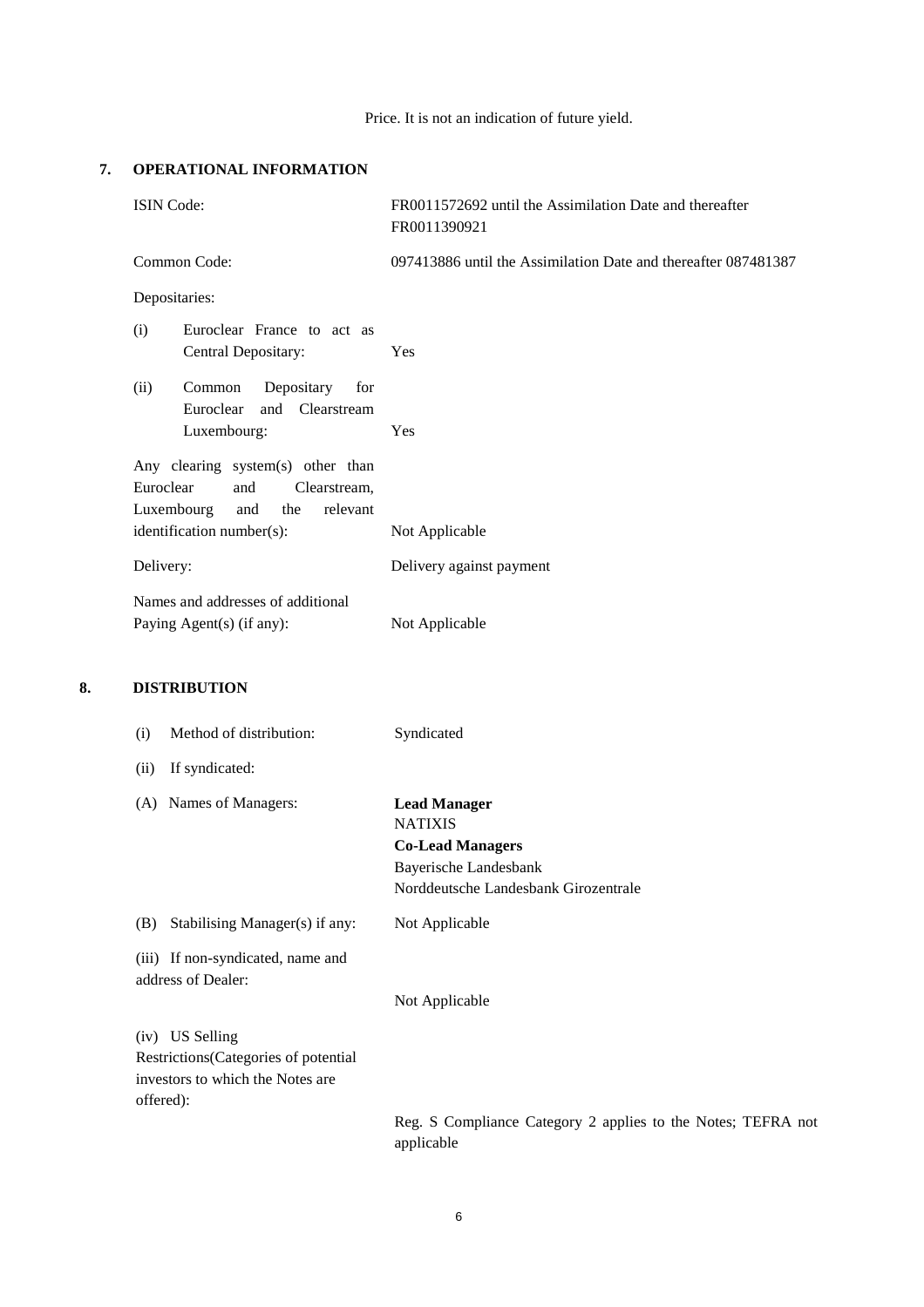Price. It is not an indication of future yield.

## 7. OPERATIONAL INFORMATION

| | |
|---|---|
| ISIN Code: | FR0011572692 until the Assimilation Date and thereafter FR0011390921 |
| Common Code: | 097413886 until the Assimilation Date and thereafter 087481387 |
| Depositaries: | |
| (i) Euroclear France to act as Central Depositary: | Yes |
| (ii) Common Depositary for Euroclear and Clearstream Luxembourg: | Yes |
| Any clearing system(s) other than Euroclear and Clearstream, Luxembourg and the relevant identification number(s): | Not Applicable |
| Delivery: | Delivery against payment |
| Names and addresses of additional Paying Agent(s) (if any): | Not Applicable |

## 8. DISTRIBUTION

| | |
|---|---|
| (i) Method of distribution: | Syndicated |
| (ii) If syndicated: | |
| (A) Names of Managers: | **Lead Manager**<br>NATIXIS<br>**Co-Lead Managers**<br>Bayerische Landesbank<br>Norddeutsche Landesbank Girozentrale |
| (B) Stabilising Manager(s) if any: | Not Applicable |
| (iii) If non-syndicated, name and address of Dealer: | Not Applicable |
| (iv) US Selling Restrictions(Categories of potential investors to which the Notes are offered): | Reg. S Compliance Category 2 applies to the Notes; TEFRA not applicable |